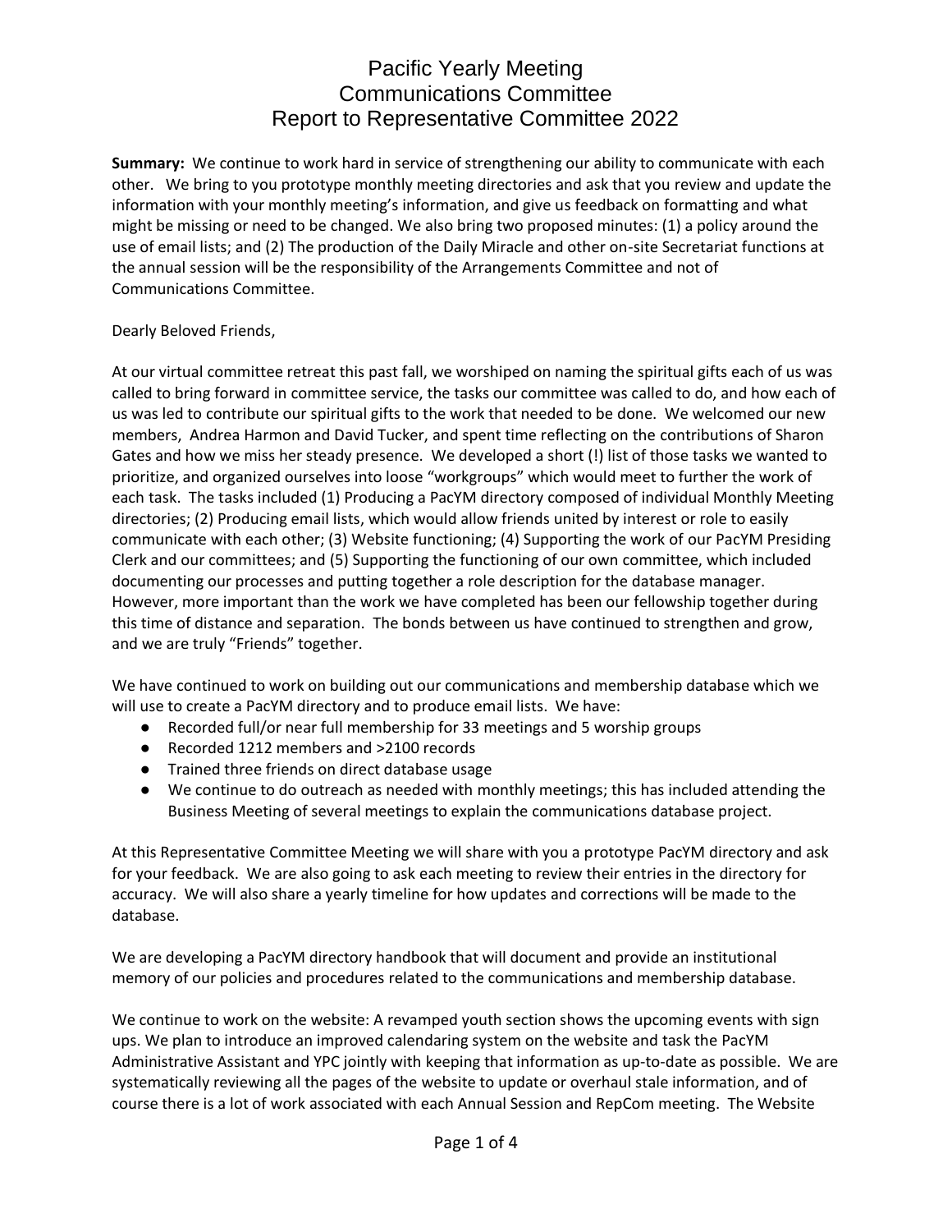# Pacific Yearly Meeting
# Communications Committee
# Report to Representative Committee 2022

**Summary:** We continue to work hard in service of strengthening our ability to communicate with each other. We bring to you prototype monthly meeting directories and ask that you review and update the information with your monthly meeting's information, and give us feedback on formatting and what might be missing or need to be changed. We also bring two proposed minutes: (1) a policy around the use of email lists; and (2) The production of the Daily Miracle and other on-site Secretariat functions at the annual session will be the responsibility of the Arrangements Committee and not of Communications Committee.

Dearly Beloved Friends,

At our virtual committee retreat this past fall, we worshiped on naming the spiritual gifts each of us was called to bring forward in committee service, the tasks our committee was called to do, and how each of us was led to contribute our spiritual gifts to the work that needed to be done. We welcomed our new members, Andrea Harmon and David Tucker, and spent time reflecting on the contributions of Sharon Gates and how we miss her steady presence. We developed a short (!) list of those tasks we wanted to prioritize, and organized ourselves into loose "workgroups" which would meet to further the work of each task. The tasks included (1) Producing a PacYM directory composed of individual Monthly Meeting directories; (2) Producing email lists, which would allow friends united by interest or role to easily communicate with each other; (3) Website functioning; (4) Supporting the work of our PacYM Presiding Clerk and our committees; and (5) Supporting the functioning of our own committee, which included documenting our processes and putting together a role description for the database manager. However, more important than the work we have completed has been our fellowship together during this time of distance and separation. The bonds between us have continued to strengthen and grow, and we are truly "Friends" together.

We have continued to work on building out our communications and membership database which we will use to create a PacYM directory and to produce email lists. We have:

- Recorded full/or near full membership for 33 meetings and 5 worship groups
- Recorded 1212 members and >2100 records
- Trained three friends on direct database usage
- We continue to do outreach as needed with monthly meetings; this has included attending the Business Meeting of several meetings to explain the communications database project.

At this Representative Committee Meeting we will share with you a prototype PacYM directory and ask for your feedback. We are also going to ask each meeting to review their entries in the directory for accuracy. We will also share a yearly timeline for how updates and corrections will be made to the database.

We are developing a PacYM directory handbook that will document and provide an institutional memory of our policies and procedures related to the communications and membership database.

We continue to work on the website: A revamped youth section shows the upcoming events with sign ups. We plan to introduce an improved calendaring system on the website and task the PacYM Administrative Assistant and YPC jointly with keeping that information as up-to-date as possible. We are systematically reviewing all the pages of the website to update or overhaul stale information, and of course there is a lot of work associated with each Annual Session and RepCom meeting. The Website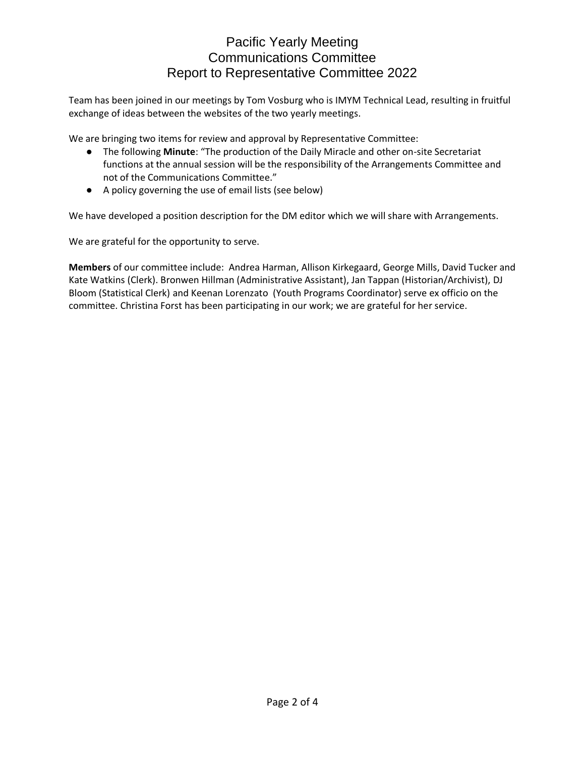# Pacific Yearly Meeting
# Communications Committee
# Report to Representative Committee 2022

Team has been joined in our meetings by Tom Vosburg who is IMYM Technical Lead, resulting in fruitful exchange of ideas between the websites of the two yearly meetings.

We are bringing two items for review and approval by Representative Committee:

- The following **Minute**: "The production of the Daily Miracle and other on-site Secretariat functions at the annual session will be the responsibility of the Arrangements Committee and not of the Communications Committee."
- A policy governing the use of email lists (see below)

We have developed a position description for the DM editor which we will share with Arrangements.

We are grateful for the opportunity to serve.

**Members** of our committee include: Andrea Harman, Allison Kirkegaard, George Mills, David Tucker and Kate Watkins (Clerk). Bronwen Hillman (Administrative Assistant), Jan Tappan (Historian/Archivist), DJ Bloom (Statistical Clerk) and Keenan Lorenzato (Youth Programs Coordinator) serve ex officio on the committee. Christina Forst has been participating in our work; we are grateful for her service.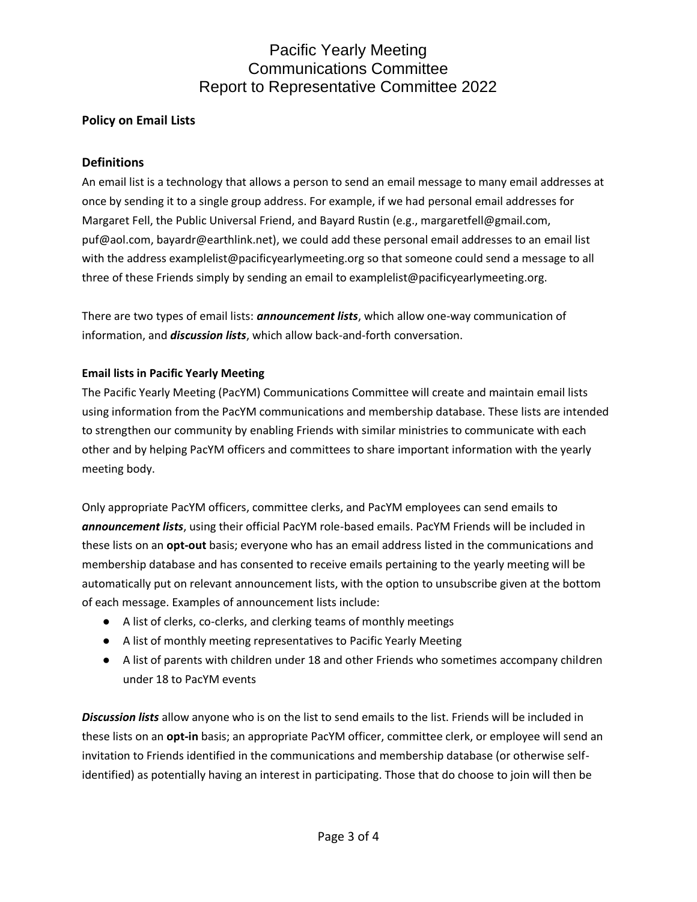# Pacific Yearly Meeting
# Communications Committee
# Report to Representative Committee 2022

**Policy on Email Lists**

## Definitions

An email list is a technology that allows a person to send an email message to many email addresses at once by sending it to a single group address. For example, if we had personal email addresses for Margaret Fell, the Public Universal Friend, and Bayard Rustin (e.g., margaretfell@gmail.com, puf@aol.com, bayardr@earthlink.net), we could add these personal email addresses to an email list with the address examplelist@pacificyearlymeeting.org so that someone could send a message to all three of these Friends simply by sending an email to examplelist@pacificyearlymeeting.org.

There are two types of email lists: ***announcement lists***, which allow one-way communication of information, and ***discussion lists***, which allow back-and-forth conversation.

**Email lists in Pacific Yearly Meeting**

The Pacific Yearly Meeting (PacYM) Communications Committee will create and maintain email lists using information from the PacYM communications and membership database. These lists are intended to strengthen our community by enabling Friends with similar ministries to communicate with each other and by helping PacYM officers and committees to share important information with the yearly meeting body.

Only appropriate PacYM officers, committee clerks, and PacYM employees can send emails to ***announcement lists***, using their official PacYM role-based emails. PacYM Friends will be included in these lists on an **opt-out** basis; everyone who has an email address listed in the communications and membership database and has consented to receive emails pertaining to the yearly meeting will be automatically put on relevant announcement lists, with the option to unsubscribe given at the bottom of each message. Examples of announcement lists include:

- A list of clerks, co-clerks, and clerking teams of monthly meetings
- A list of monthly meeting representatives to Pacific Yearly Meeting
- A list of parents with children under 18 and other Friends who sometimes accompany children under 18 to PacYM events

***Discussion lists*** allow anyone who is on the list to send emails to the list. Friends will be included in these lists on an **opt-in** basis; an appropriate PacYM officer, committee clerk, or employee will send an invitation to Friends identified in the communications and membership database (or otherwise self-identified) as potentially having an interest in participating. Those that do choose to join will then be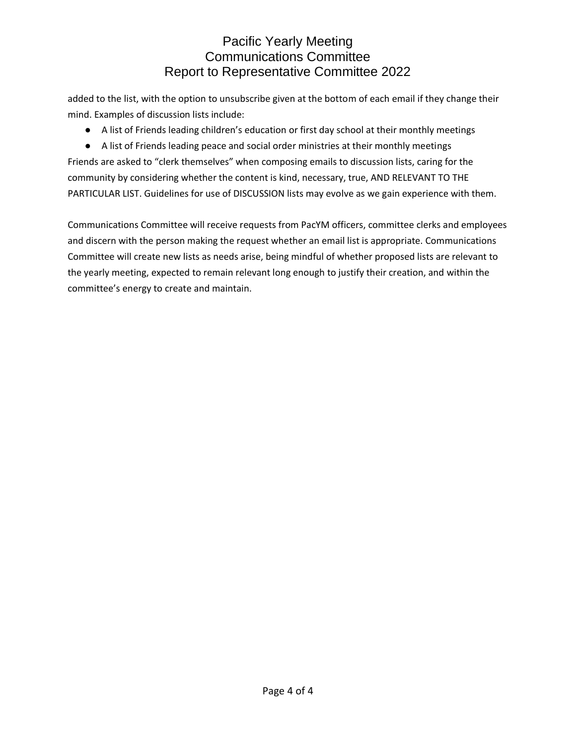added to the list, with the option to unsubscribe given at the bottom of each email if they change their mind. Examples of discussion lists include:

- A list of Friends leading children's education or first day school at their monthly meetings
- A list of Friends leading peace and social order ministries at their monthly meetings

Friends are asked to "clerk themselves" when composing emails to discussion lists, caring for the community by considering whether the content is kind, necessary, true, AND RELEVANT TO THE PARTICULAR LIST. Guidelines for use of DISCUSSION lists may evolve as we gain experience with them.

Communications Committee will receive requests from PacYM officers, committee clerks and employees and discern with the person making the request whether an email list is appropriate. Communications Committee will create new lists as needs arise, being mindful of whether proposed lists are relevant to the yearly meeting, expected to remain relevant long enough to justify their creation, and within the committee's energy to create and maintain.